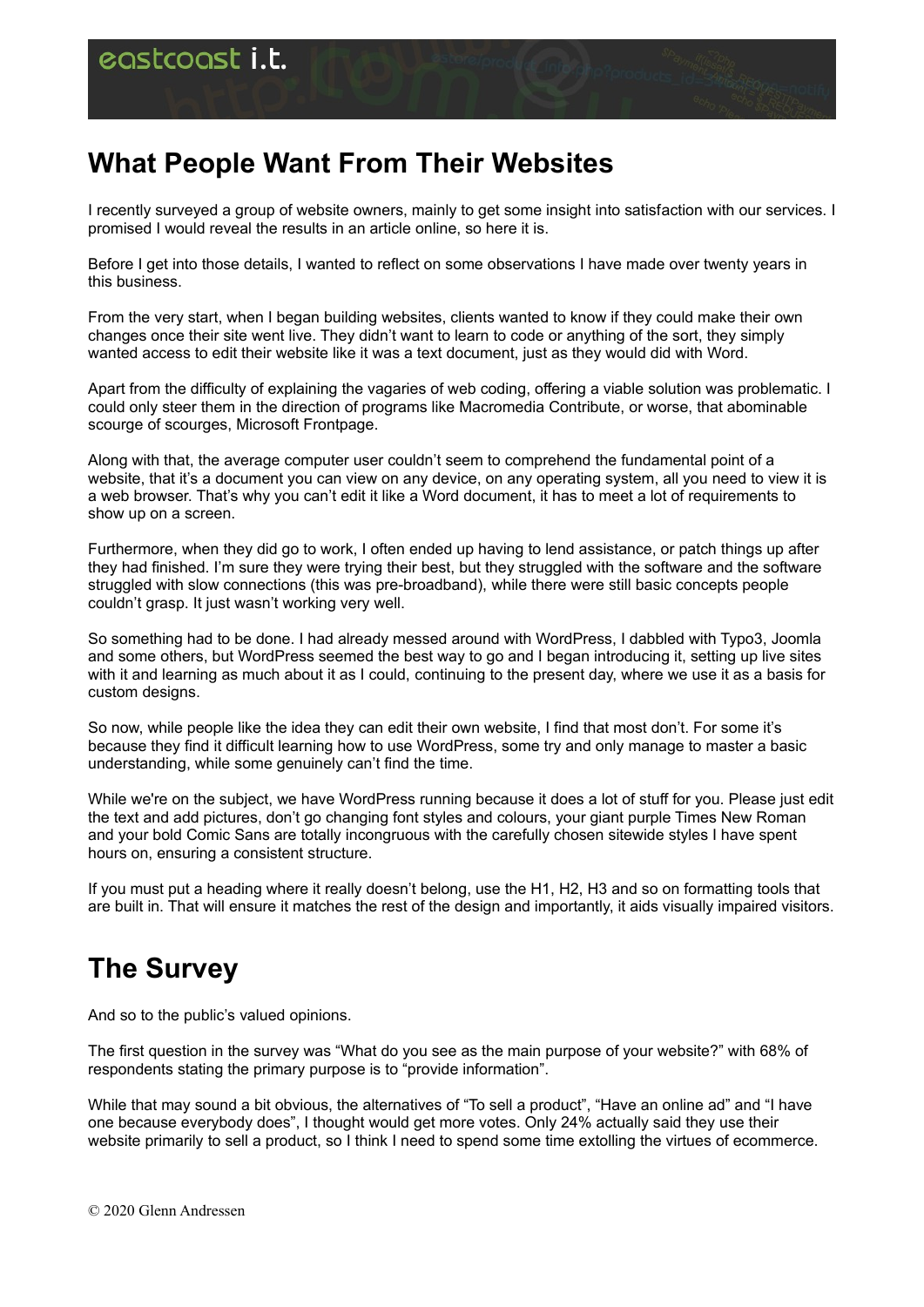# What People Want From Their Websites

I recently surveyed a group of website owners, mainly to get some insight into satisfaction with our services. I promised I would reveal the results in an article online, so here it is.

Before I get into those details, I wanted to reflect on some observations I have made over twenty years in this business.

From the very start, when I began building websites, clients wanted to know if they could make their own changes once their site went live. They didn't want to learn to code or anything of the sort, they simply wanted access to edit their website like it was a text document, just as they would did with Word.

Apart from the difficulty of explaining the vagaries of web coding, offering a viable solution was problematic. I could only steer them in the direction of programs like Macromedia Contribute, or worse, that abominable scourge of scourges, Microsoft Frontpage.

Along with that, the average computer user couldn't seem to comprehend the fundamental point of a website, that it's a document you can view on any device, on any operating system, all you need to view it is a web browser. That's why you can't edit it like a Word document, it has to meet a lot of requirements to show up on a screen.

Furthermore, when they did go to work, I often ended up having to lend assistance, or patch things up after they had finished. I'm sure they were trying their best, but they struggled with the software and the software struggled with slow connections (this was pre-broadband), while there were still basic concepts people couldn't grasp. It just wasn't working very well.

So something had to be done. I had already messed around with WordPress, I dabbled with Typo3, Joomla and some others, but WordPress seemed the best way to go and I began introducing it, setting up live sites with it and learning as much about it as I could, continuing to the present day, where we use it as a basis for custom designs.

So now, while people like the idea they can edit their own website, I find that most don't. For some it's because they find it difficult learning how to use WordPress, some try and only manage to master a basic understanding, while some genuinely can't find the time.

While we're on the subject, we have WordPress running because it does a lot of stuff for you. Please just edit the text and add pictures, don't go changing font styles and colours, your giant purple Times New Roman and your bold Comic Sans are totally incongruous with the carefully chosen sitewide styles I have spent hours on, ensuring a consistent structure.

If you must put a heading where it really doesn't belong, use the H1, H2, H3 and so on formatting tools that are built in. That will ensure it matches the rest of the design and importantly, it aids visually impaired visitors.

# The Survey

And so to the public's valued opinions.

The first question in the survey was "What do you see as the main purpose of your website?" with 68% of respondents stating the primary purpose is to "provide information".

While that may sound a bit obvious, the alternatives of "To sell a product", "Have an online ad" and "I have one because everybody does", I thought would get more votes. Only 24% actually said they use their website primarily to sell a product, so I think I need to spend some time extolling the virtues of ecommerce.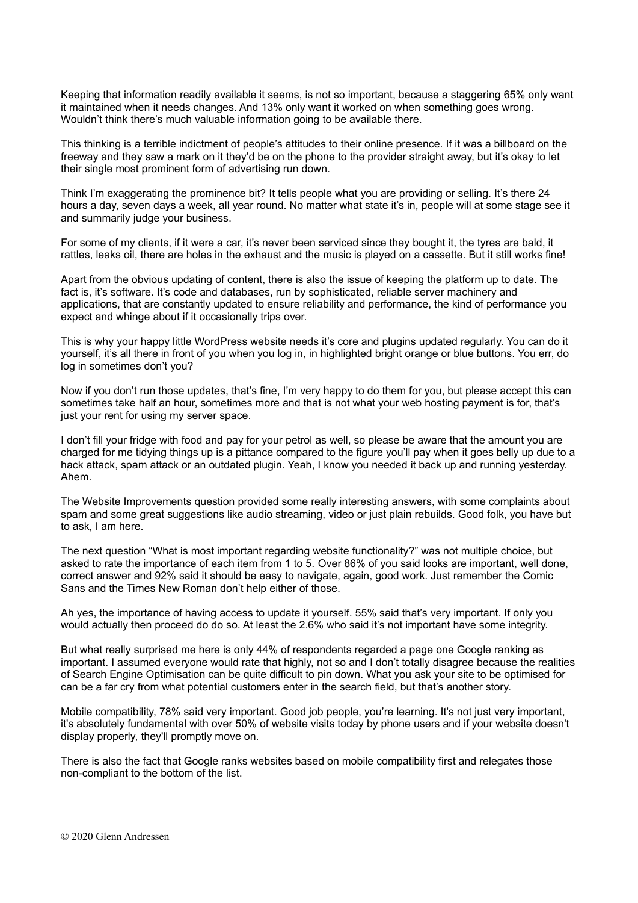Keeping that information readily available it seems, is not so important, because a staggering 65% only want it maintained when it needs changes. And 13% only want it worked on when something goes wrong. Wouldn't think there's much valuable information going to be available there.

This thinking is a terrible indictment of people's attitudes to their online presence. If it was a billboard on the freeway and they saw a mark on it they'd be on the phone to the provider straight away, but it's okay to let their single most prominent form of advertising run down.

Think I'm exaggerating the prominence bit? It tells people what you are providing or selling. It's there 24 hours a day, seven days a week, all year round. No matter what state it's in, people will at some stage see it and summarily judge your business.

For some of my clients, if it were a car, it's never been serviced since they bought it, the tyres are bald, it rattles, leaks oil, there are holes in the exhaust and the music is played on a cassette. But it still works fine!

Apart from the obvious updating of content, there is also the issue of keeping the platform up to date. The fact is, it's software. It's code and databases, run by sophisticated, reliable server machinery and applications, that are constantly updated to ensure reliability and performance, the kind of performance you expect and whinge about if it occasionally trips over.

This is why your happy little WordPress website needs it's core and plugins updated regularly. You can do it yourself, it's all there in front of you when you log in, in highlighted bright orange or blue buttons. You err, do log in sometimes don't you?

Now if you don't run those updates, that's fine, I'm very happy to do them for you, but please accept this can sometimes take half an hour, sometimes more and that is not what your web hosting payment is for, that's just your rent for using my server space.

I don't fill your fridge with food and pay for your petrol as well, so please be aware that the amount you are charged for me tidying things up is a pittance compared to the figure you'll pay when it goes belly up due to a hack attack, spam attack or an outdated plugin. Yeah, I know you needed it back up and running yesterday. Ahem.

The Website Improvements question provided some really interesting answers, with some complaints about spam and some great suggestions like audio streaming, video or just plain rebuilds. Good folk, you have but to ask, I am here.

The next question "What is most important regarding website functionality?" was not multiple choice, but asked to rate the importance of each item from 1 to 5. Over 86% of you said looks are important, well done, correct answer and 92% said it should be easy to navigate, again, good work. Just remember the Comic Sans and the Times New Roman don't help either of those.

Ah yes, the importance of having access to update it yourself. 55% said that's very important. If only you would actually then proceed do do so. At least the 2.6% who said it's not important have some integrity.

But what really surprised me here is only 44% of respondents regarded a page one Google ranking as important. I assumed everyone would rate that highly, not so and I don't totally disagree because the realities of Search Engine Optimisation can be quite difficult to pin down. What you ask your site to be optimised for can be a far cry from what potential customers enter in the search field, but that's another story.

Mobile compatibility, 78% said very important. Good job people, you're learning. It's not just very important, it's absolutely fundamental with over 50% of website visits today by phone users and if your website doesn't display properly, they'll promptly move on.

There is also the fact that Google ranks websites based on mobile compatibility first and relegates those non-compliant to the bottom of the list.

© 2020 Glenn Andressen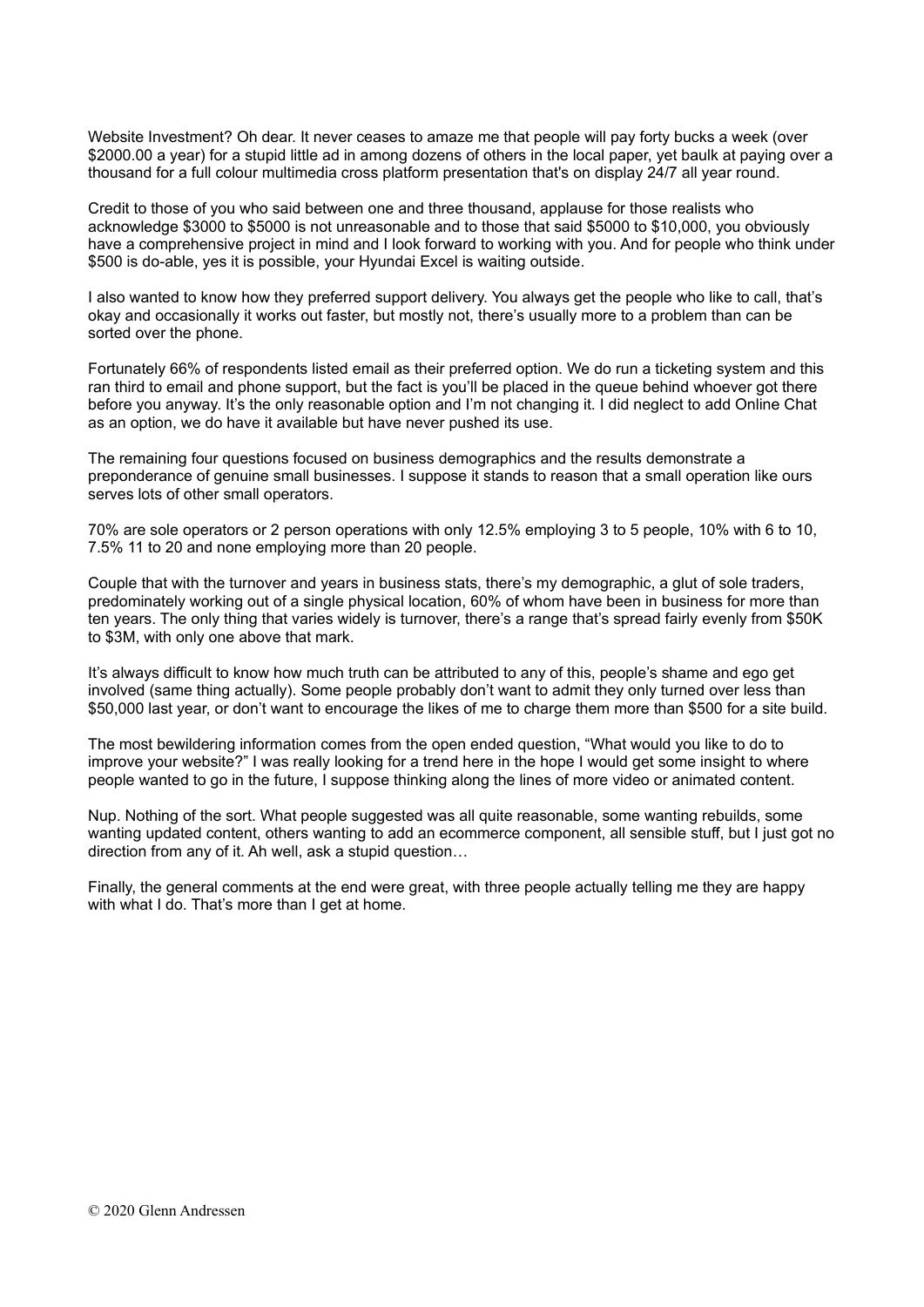Website Investment? Oh dear. It never ceases to amaze me that people will pay forty bucks a week (over $2000.00 a year) for a stupid little ad in among dozens of others in the local paper, yet baulk at paying over a thousand for a full colour multimedia cross platform presentation that's on display 24/7 all year round.

Credit to those of you who said between one and three thousand, applause for those realists who acknowledge $3000 to $5000 is not unreasonable and to those that said $5000 to $10,000, you obviously have a comprehensive project in mind and I look forward to working with you. And for people who think under $500 is do-able, yes it is possible, your Hyundai Excel is waiting outside.

I also wanted to know how they preferred support delivery. You always get the people who like to call, that's okay and occasionally it works out faster, but mostly not, there's usually more to a problem than can be sorted over the phone.

Fortunately 66% of respondents listed email as their preferred option. We do run a ticketing system and this ran third to email and phone support, but the fact is you'll be placed in the queue behind whoever got there before you anyway. It's the only reasonable option and I'm not changing it. I did neglect to add Online Chat as an option, we do have it available but have never pushed its use.

The remaining four questions focused on business demographics and the results demonstrate a preponderance of genuine small businesses. I suppose it stands to reason that a small operation like ours serves lots of other small operators.

70% are sole operators or 2 person operations with only 12.5% employing 3 to 5 people, 10% with 6 to 10, 7.5% 11 to 20 and none employing more than 20 people.

Couple that with the turnover and years in business stats, there's my demographic, a glut of sole traders, predominately working out of a single physical location, 60% of whom have been in business for more than ten years. The only thing that varies widely is turnover, there's a range that's spread fairly evenly from $50K to $3M, with only one above that mark.

It's always difficult to know how much truth can be attributed to any of this, people's shame and ego get involved (same thing actually). Some people probably don't want to admit they only turned over less than $50,000 last year, or don't want to encourage the likes of me to charge them more than $500 for a site build.

The most bewildering information comes from the open ended question, "What would you like to do to improve your website?" I was really looking for a trend here in the hope I would get some insight to where people wanted to go in the future, I suppose thinking along the lines of more video or animated content.

Nup. Nothing of the sort. What people suggested was all quite reasonable, some wanting rebuilds, some wanting updated content, others wanting to add an ecommerce component, all sensible stuff, but I just got no direction from any of it. Ah well, ask a stupid question…

Finally, the general comments at the end were great, with three people actually telling me they are happy with what I do. That's more than I get at home.

© 2020 Glenn Andressen